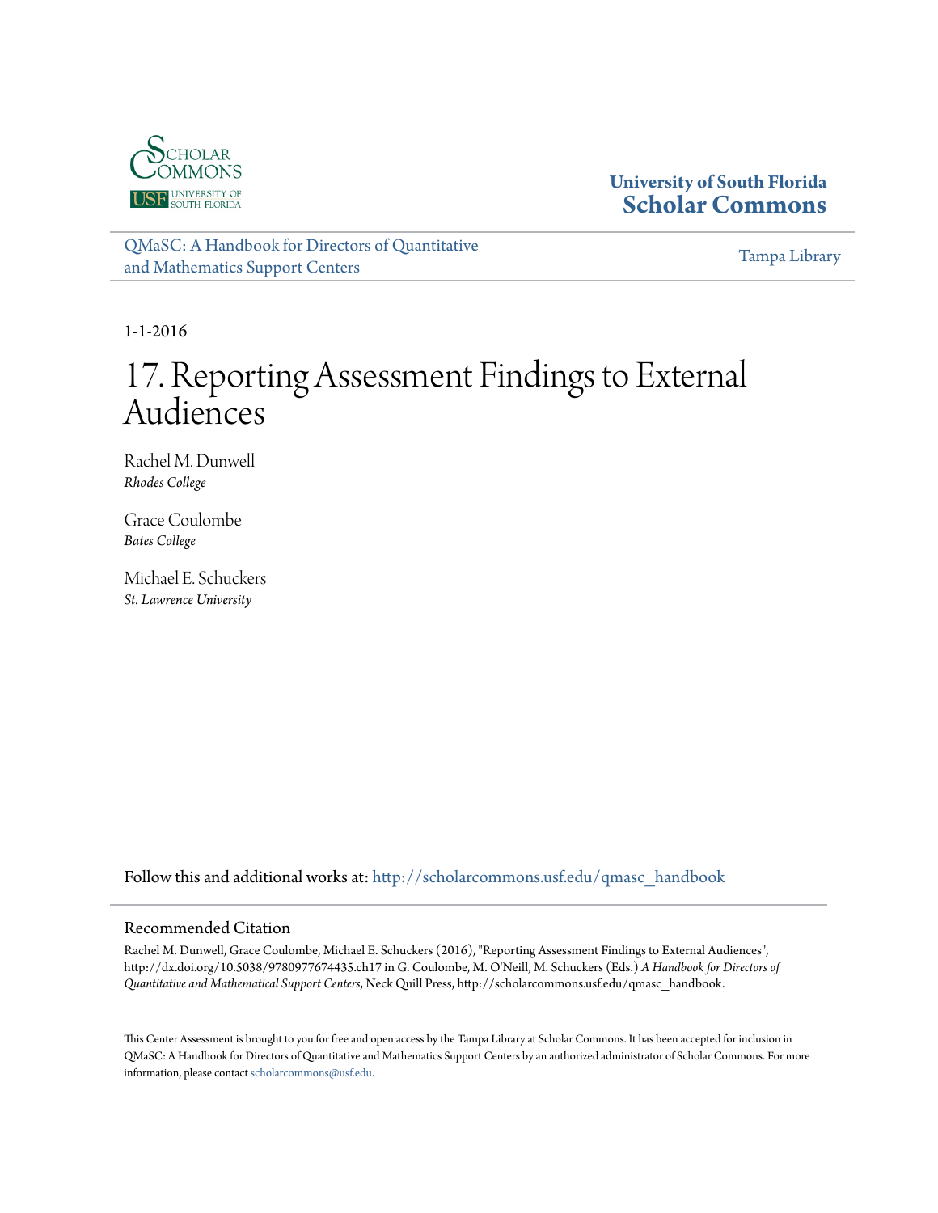University of South Florida
Scholar Commons

QMaSC: A Handbook for Directors of Quantitative and Mathematics Support Centers

Tampa Library

1-1-2016

# 17. Reporting Assessment Findings to External Audiences

Rachel M. Dunwell
*Rhodes College*

Grace Coulombe
*Bates College*

Michael E. Schuckers
*St. Lawrence University*

Follow this and additional works at: http://scholarcommons.usf.edu/qmasc_handbook

## Recommended Citation

Rachel M. Dunwell, Grace Coulombe, Michael E. Schuckers (2016), "Reporting Assessment Findings to External Audiences", http://dx.doi.org/10.5038/9780977674435.ch17 in G. Coulombe, M. O'Neill, M. Schuckers (Eds.) *A Handbook for Directors of Quantitative and Mathematical Support Centers*, Neck Quill Press, http://scholarcommons.usf.edu/qmasc_handbook.

This Center Assessment is brought to you for free and open access by the Tampa Library at Scholar Commons. It has been accepted for inclusion in QMaSC: A Handbook for Directors of Quantitative and Mathematics Support Centers by an authorized administrator of Scholar Commons. For more information, please contact scholarcommons@usf.edu.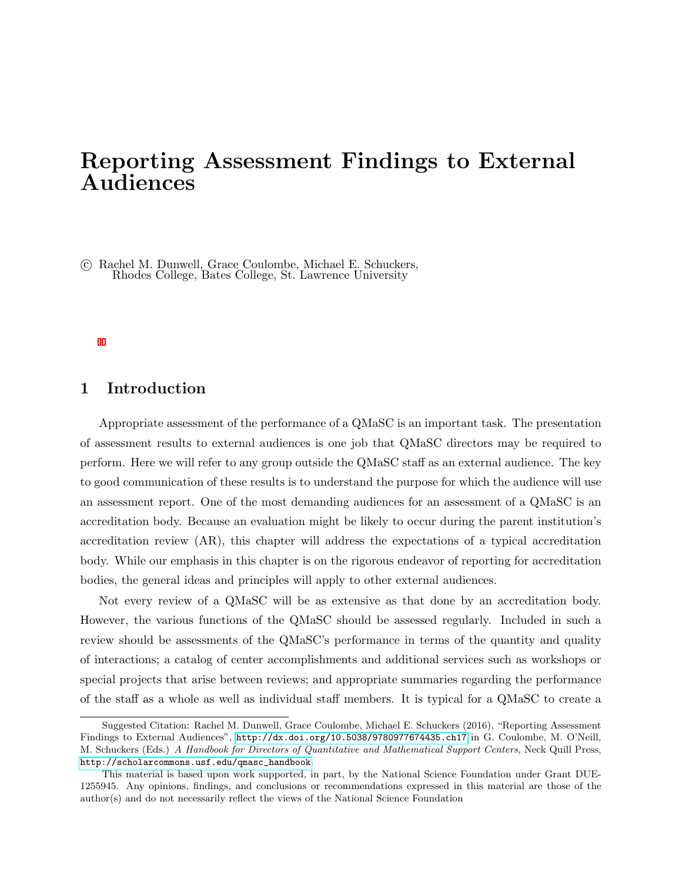# Reporting Assessment Findings to External Audiences

© Rachel M. Dunwell, Grace Coulombe, Michael E. Schuckers,
Rhodes College, Bates College, St. Lawrence University

## 1 Introduction

Appropriate assessment of the performance of a QMaSC is an important task. The presentation of assessment results to external audiences is one job that QMaSC directors may be required to perform. Here we will refer to any group outside the QMaSC staff as an external audience. The key to good communication of these results is to understand the purpose for which the audience will use an assessment report. One of the most demanding audiences for an assessment of a QMaSC is an accreditation body. Because an evaluation might be likely to occur during the parent institution's accreditation review (AR), this chapter will address the expectations of a typical accreditation body. While our emphasis in this chapter is on the rigorous endeavor of reporting for accreditation bodies, the general ideas and principles will apply to other external audiences.

Not every review of a QMaSC will be as extensive as that done by an accreditation body. However, the various functions of the QMaSC should be assessed regularly. Included in such a review should be assessments of the QMaSC's performance in terms of the quantity and quality of interactions; a catalog of center accomplishments and additional services such as workshops or special projects that arise between reviews; and appropriate summaries regarding the performance of the staff as a whole as well as individual staff members. It is typical for a QMaSC to create a

---

Suggested Citation: Rachel M. Dunwell, Grace Coulombe, Michael E. Schuckers (2016), "Reporting Assessment Findings to External Audiences", http://dx.doi.org/10.5038/9780977674435.ch17 in G. Coulombe, M. O'Neill, M. Schuckers (Eds.) *A Handbook for Directors of Quantitative and Mathematical Support Centers*, Neck Quill Press, http://scholarcommons.usf.edu/qmasc_handbook.

This material is based upon work supported, in part, by the National Science Foundation under Grant DUE-1255945. Any opinions, findings, and conclusions or recommendations expressed in this material are those of the author(s) and do not necessarily reflect the views of the National Science Foundation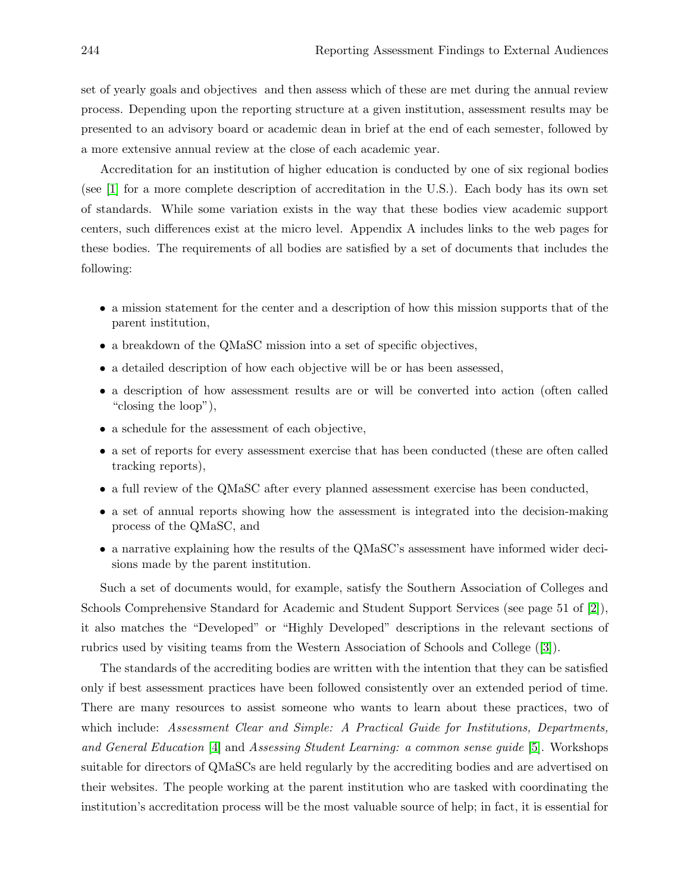set of yearly goals and objectives and then assess which of these are met during the annual review process. Depending upon the reporting structure at a given institution, assessment results may be presented to an advisory board or academic dean in brief at the end of each semester, followed by a more extensive annual review at the close of each academic year.

Accreditation for an institution of higher education is conducted by one of six regional bodies (see [1] for a more complete description of accreditation in the U.S.). Each body has its own set of standards. While some variation exists in the way that these bodies view academic support centers, such differences exist at the micro level. Appendix A includes links to the web pages for these bodies. The requirements of all bodies are satisfied by a set of documents that includes the following:

- a mission statement for the center and a description of how this mission supports that of the parent institution,
- a breakdown of the QMaSC mission into a set of specific objectives,
- a detailed description of how each objective will be or has been assessed,
- a description of how assessment results are or will be converted into action (often called "closing the loop"),
- a schedule for the assessment of each objective,
- a set of reports for every assessment exercise that has been conducted (these are often called tracking reports),
- a full review of the QMaSC after every planned assessment exercise has been conducted,
- a set of annual reports showing how the assessment is integrated into the decision-making process of the QMaSC, and
- a narrative explaining how the results of the QMaSC's assessment have informed wider decisions made by the parent institution.

Such a set of documents would, for example, satisfy the Southern Association of Colleges and Schools Comprehensive Standard for Academic and Student Support Services (see page 51 of [2]), it also matches the "Developed" or "Highly Developed" descriptions in the relevant sections of rubrics used by visiting teams from the Western Association of Schools and College ([3]).

The standards of the accrediting bodies are written with the intention that they can be satisfied only if best assessment practices have been followed consistently over an extended period of time. There are many resources to assist someone who wants to learn about these practices, two of which include: *Assessment Clear and Simple: A Practical Guide for Institutions, Departments, and General Education* [4] and *Assessing Student Learning: a common sense guide* [5]. Workshops suitable for directors of QMaSCs are held regularly by the accrediting bodies and are advertised on their websites. The people working at the parent institution who are tasked with coordinating the institution's accreditation process will be the most valuable source of help; in fact, it is essential for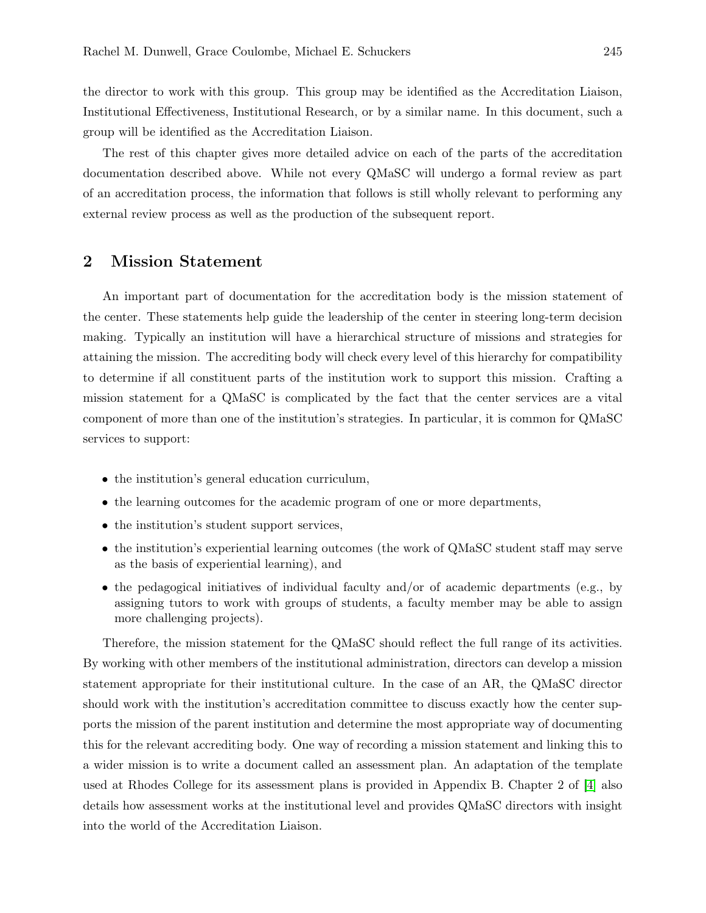the director to work with this group. This group may be identified as the Accreditation Liaison, Institutional Effectiveness, Institutional Research, or by a similar name. In this document, such a group will be identified as the Accreditation Liaison.

The rest of this chapter gives more detailed advice on each of the parts of the accreditation documentation described above. While not every QMaSC will undergo a formal review as part of an accreditation process, the information that follows is still wholly relevant to performing any external review process as well as the production of the subsequent report.

## 2 Mission Statement

An important part of documentation for the accreditation body is the mission statement of the center. These statements help guide the leadership of the center in steering long-term decision making. Typically an institution will have a hierarchical structure of missions and strategies for attaining the mission. The accrediting body will check every level of this hierarchy for compatibility to determine if all constituent parts of the institution work to support this mission. Crafting a mission statement for a QMaSC is complicated by the fact that the center services are a vital component of more than one of the institution's strategies. In particular, it is common for QMaSC services to support:

- the institution's general education curriculum,
- the learning outcomes for the academic program of one or more departments,
- the institution's student support services,
- the institution's experiential learning outcomes (the work of QMaSC student staff may serve as the basis of experiential learning), and
- the pedagogical initiatives of individual faculty and/or of academic departments (e.g., by assigning tutors to work with groups of students, a faculty member may be able to assign more challenging projects).

Therefore, the mission statement for the QMaSC should reflect the full range of its activities. By working with other members of the institutional administration, directors can develop a mission statement appropriate for their institutional culture. In the case of an AR, the QMaSC director should work with the institution's accreditation committee to discuss exactly how the center supports the mission of the parent institution and determine the most appropriate way of documenting this for the relevant accrediting body. One way of recording a mission statement and linking this to a wider mission is to write a document called an assessment plan. An adaptation of the template used at Rhodes College for its assessment plans is provided in Appendix B. Chapter 2 of [4] also details how assessment works at the institutional level and provides QMaSC directors with insight into the world of the Accreditation Liaison.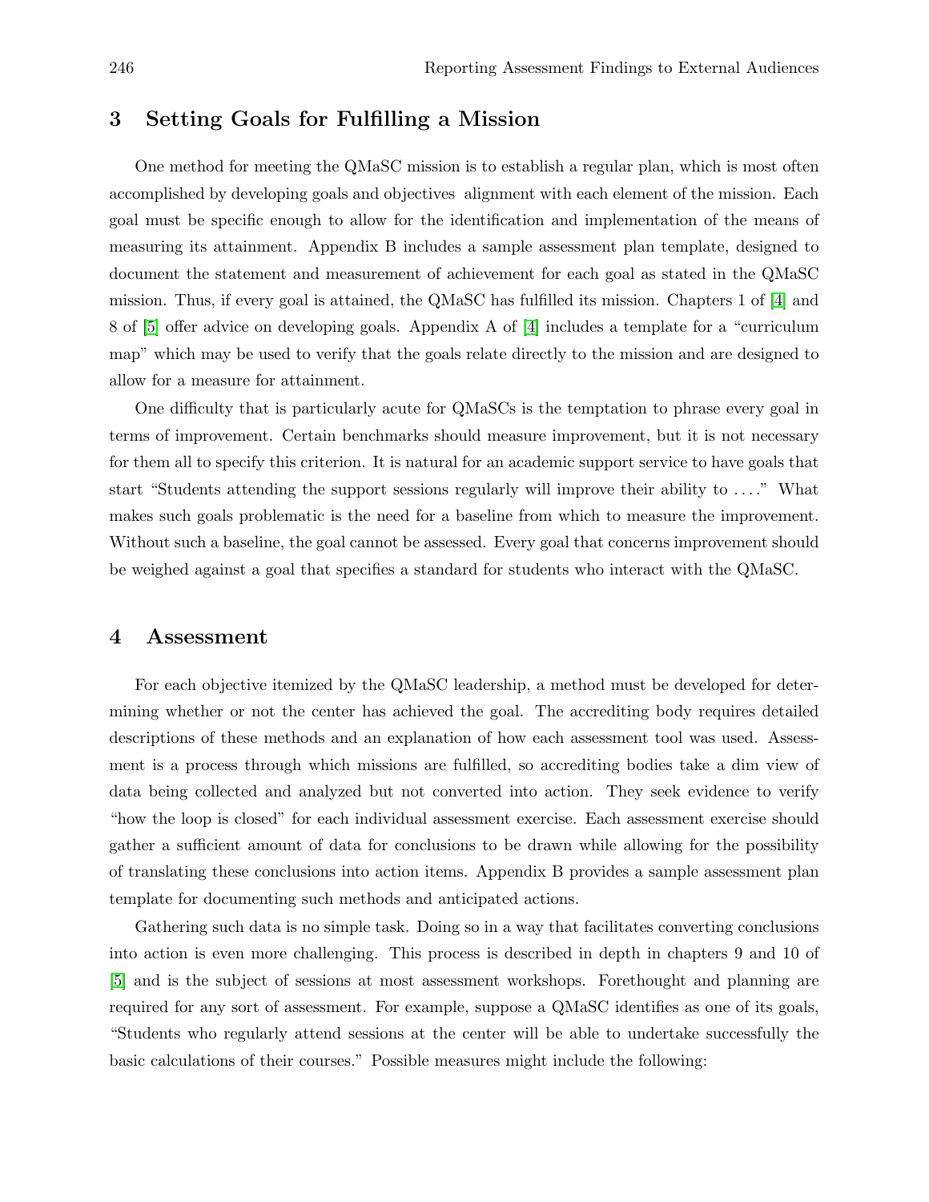## 3 Setting Goals for Fulfilling a Mission

One method for meeting the QMaSC mission is to establish a regular plan, which is most often accomplished by developing goals and objectives alignment with each element of the mission. Each goal must be specific enough to allow for the identification and implementation of the means of measuring its attainment. Appendix B includes a sample assessment plan template, designed to document the statement and measurement of achievement for each goal as stated in the QMaSC mission. Thus, if every goal is attained, the QMaSC has fulfilled its mission. Chapters 1 of [4] and 8 of [5] offer advice on developing goals. Appendix A of [4] includes a template for a "curriculum map" which may be used to verify that the goals relate directly to the mission and are designed to allow for a measure for attainment.

One difficulty that is particularly acute for QMaSCs is the temptation to phrase every goal in terms of improvement. Certain benchmarks should measure improvement, but it is not necessary for them all to specify this criterion. It is natural for an academic support service to have goals that start "Students attending the support sessions regularly will improve their ability to ...." What makes such goals problematic is the need for a baseline from which to measure the improvement. Without such a baseline, the goal cannot be assessed. Every goal that concerns improvement should be weighed against a goal that specifies a standard for students who interact with the QMaSC.

## 4 Assessment

For each objective itemized by the QMaSC leadership, a method must be developed for determining whether or not the center has achieved the goal. The accrediting body requires detailed descriptions of these methods and an explanation of how each assessment tool was used. Assessment is a process through which missions are fulfilled, so accrediting bodies take a dim view of data being collected and analyzed but not converted into action. They seek evidence to verify "how the loop is closed" for each individual assessment exercise. Each assessment exercise should gather a sufficient amount of data for conclusions to be drawn while allowing for the possibility of translating these conclusions into action items. Appendix B provides a sample assessment plan template for documenting such methods and anticipated actions.

Gathering such data is no simple task. Doing so in a way that facilitates converting conclusions into action is even more challenging. This process is described in depth in chapters 9 and 10 of [5] and is the subject of sessions at most assessment workshops. Forethought and planning are required for any sort of assessment. For example, suppose a QMaSC identifies as one of its goals, "Students who regularly attend sessions at the center will be able to undertake successfully the basic calculations of their courses." Possible measures might include the following: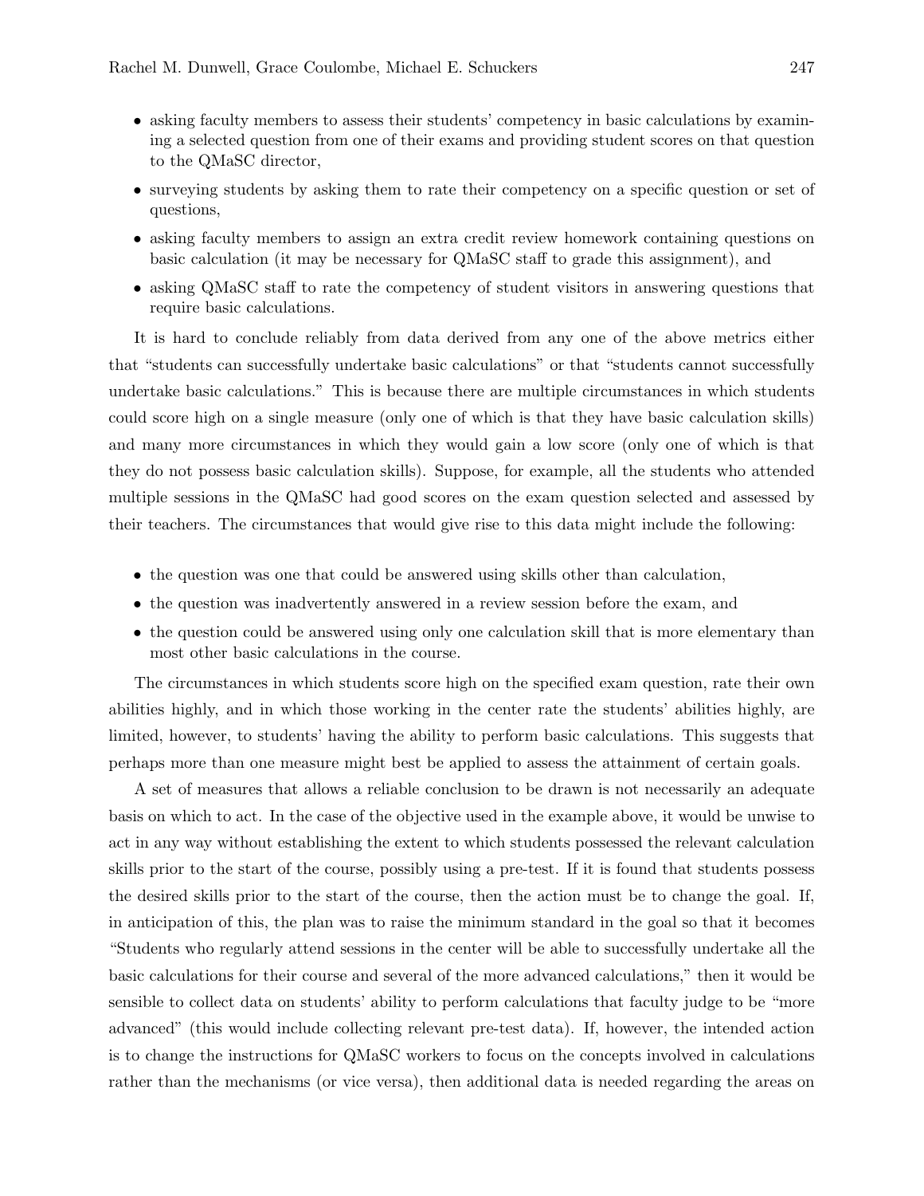- asking faculty members to assess their students' competency in basic calculations by examining a selected question from one of their exams and providing student scores on that question to the QMaSC director,
- surveying students by asking them to rate their competency on a specific question or set of questions,
- asking faculty members to assign an extra credit review homework containing questions on basic calculation (it may be necessary for QMaSC staff to grade this assignment), and
- asking QMaSC staff to rate the competency of student visitors in answering questions that require basic calculations.

It is hard to conclude reliably from data derived from any one of the above metrics either that "students can successfully undertake basic calculations" or that "students cannot successfully undertake basic calculations." This is because there are multiple circumstances in which students could score high on a single measure (only one of which is that they have basic calculation skills) and many more circumstances in which they would gain a low score (only one of which is that they do not possess basic calculation skills). Suppose, for example, all the students who attended multiple sessions in the QMaSC had good scores on the exam question selected and assessed by their teachers. The circumstances that would give rise to this data might include the following:

- the question was one that could be answered using skills other than calculation,
- the question was inadvertently answered in a review session before the exam, and
- the question could be answered using only one calculation skill that is more elementary than most other basic calculations in the course.

The circumstances in which students score high on the specified exam question, rate their own abilities highly, and in which those working in the center rate the students' abilities highly, are limited, however, to students' having the ability to perform basic calculations. This suggests that perhaps more than one measure might best be applied to assess the attainment of certain goals.

A set of measures that allows a reliable conclusion to be drawn is not necessarily an adequate basis on which to act. In the case of the objective used in the example above, it would be unwise to act in any way without establishing the extent to which students possessed the relevant calculation skills prior to the start of the course, possibly using a pre-test. If it is found that students possess the desired skills prior to the start of the course, then the action must be to change the goal. If, in anticipation of this, the plan was to raise the minimum standard in the goal so that it becomes "Students who regularly attend sessions in the center will be able to successfully undertake all the basic calculations for their course and several of the more advanced calculations," then it would be sensible to collect data on students' ability to perform calculations that faculty judge to be "more advanced" (this would include collecting relevant pre-test data). If, however, the intended action is to change the instructions for QMaSC workers to focus on the concepts involved in calculations rather than the mechanisms (or vice versa), then additional data is needed regarding the areas on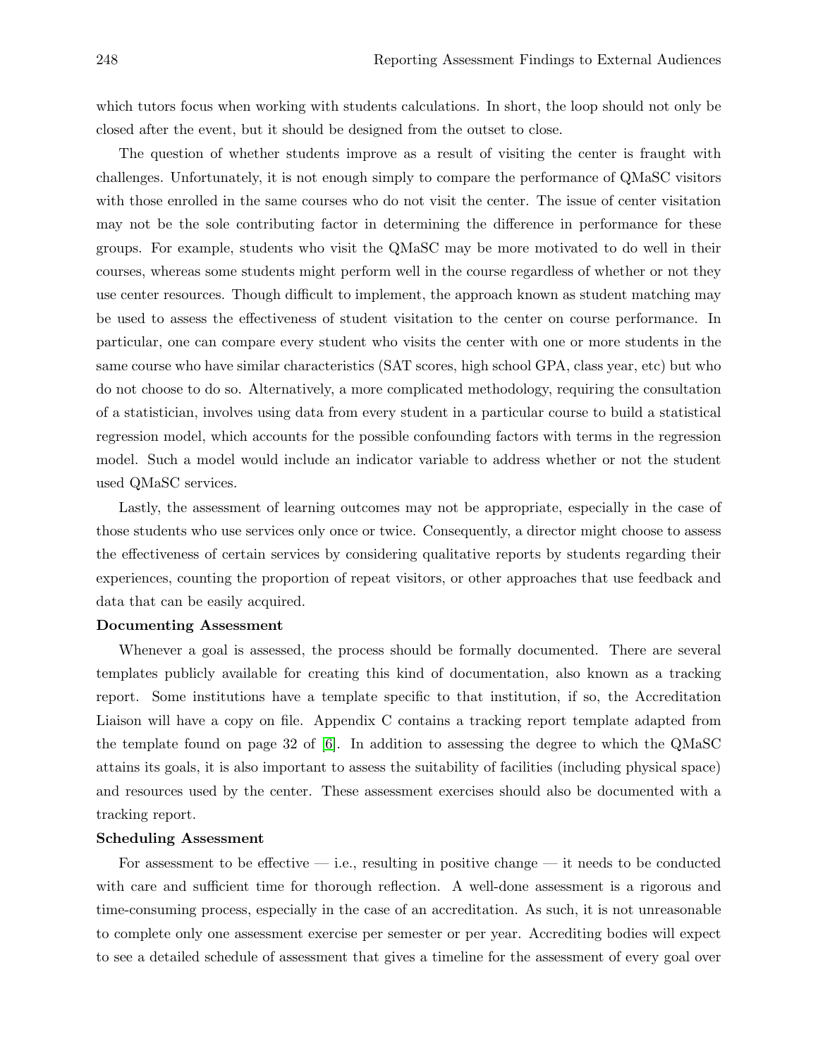which tutors focus when working with students calculations. In short, the loop should not only be closed after the event, but it should be designed from the outset to close.

The question of whether students improve as a result of visiting the center is fraught with challenges. Unfortunately, it is not enough simply to compare the performance of QMaSC visitors with those enrolled in the same courses who do not visit the center. The issue of center visitation may not be the sole contributing factor in determining the difference in performance for these groups. For example, students who visit the QMaSC may be more motivated to do well in their courses, whereas some students might perform well in the course regardless of whether or not they use center resources. Though difficult to implement, the approach known as student matching may be used to assess the effectiveness of student visitation to the center on course performance. In particular, one can compare every student who visits the center with one or more students in the same course who have similar characteristics (SAT scores, high school GPA, class year, etc) but who do not choose to do so. Alternatively, a more complicated methodology, requiring the consultation of a statistician, involves using data from every student in a particular course to build a statistical regression model, which accounts for the possible confounding factors with terms in the regression model. Such a model would include an indicator variable to address whether or not the student used QMaSC services.

Lastly, the assessment of learning outcomes may not be appropriate, especially in the case of those students who use services only once or twice. Consequently, a director might choose to assess the effectiveness of certain services by considering qualitative reports by students regarding their experiences, counting the proportion of repeat visitors, or other approaches that use feedback and data that can be easily acquired.

**Documenting Assessment**

Whenever a goal is assessed, the process should be formally documented. There are several templates publicly available for creating this kind of documentation, also known as a tracking report. Some institutions have a template specific to that institution, if so, the Accreditation Liaison will have a copy on file. Appendix C contains a tracking report template adapted from the template found on page 32 of [6]. In addition to assessing the degree to which the QMaSC attains its goals, it is also important to assess the suitability of facilities (including physical space) and resources used by the center. These assessment exercises should also be documented with a tracking report.

**Scheduling Assessment**

For assessment to be effective — i.e., resulting in positive change — it needs to be conducted with care and sufficient time for thorough reflection. A well-done assessment is a rigorous and time-consuming process, especially in the case of an accreditation. As such, it is not unreasonable to complete only one assessment exercise per semester or per year. Accrediting bodies will expect to see a detailed schedule of assessment that gives a timeline for the assessment of every goal over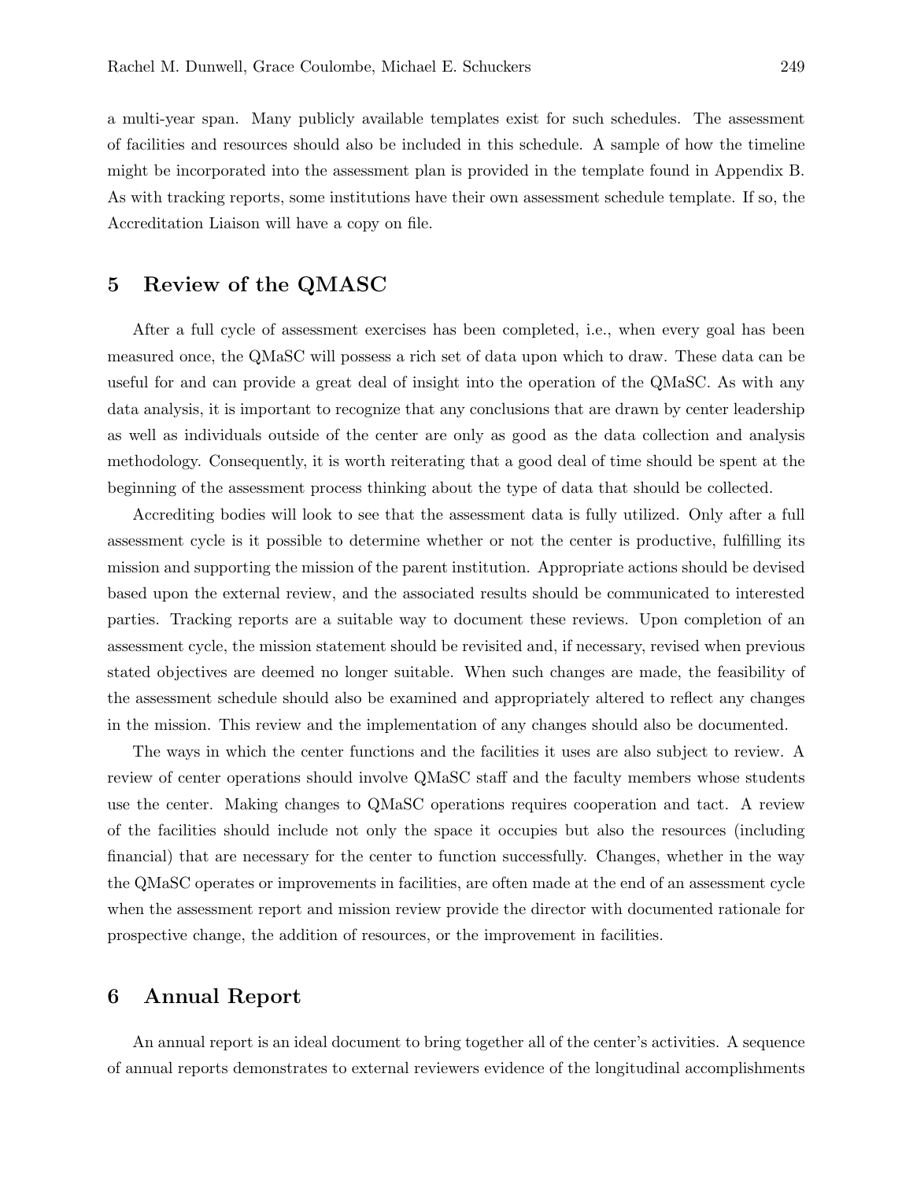a multi-year span. Many publicly available templates exist for such schedules. The assessment of facilities and resources should also be included in this schedule. A sample of how the timeline might be incorporated into the assessment plan is provided in the template found in Appendix B. As with tracking reports, some institutions have their own assessment schedule template. If so, the Accreditation Liaison will have a copy on file.

## 5 Review of the QMASC

After a full cycle of assessment exercises has been completed, i.e., when every goal has been measured once, the QMaSC will possess a rich set of data upon which to draw. These data can be useful for and can provide a great deal of insight into the operation of the QMaSC. As with any data analysis, it is important to recognize that any conclusions that are drawn by center leadership as well as individuals outside of the center are only as good as the data collection and analysis methodology. Consequently, it is worth reiterating that a good deal of time should be spent at the beginning of the assessment process thinking about the type of data that should be collected.

Accrediting bodies will look to see that the assessment data is fully utilized. Only after a full assessment cycle is it possible to determine whether or not the center is productive, fulfilling its mission and supporting the mission of the parent institution. Appropriate actions should be devised based upon the external review, and the associated results should be communicated to interested parties. Tracking reports are a suitable way to document these reviews. Upon completion of an assessment cycle, the mission statement should be revisited and, if necessary, revised when previous stated objectives are deemed no longer suitable. When such changes are made, the feasibility of the assessment schedule should also be examined and appropriately altered to reflect any changes in the mission. This review and the implementation of any changes should also be documented.

The ways in which the center functions and the facilities it uses are also subject to review. A review of center operations should involve QMaSC staff and the faculty members whose students use the center. Making changes to QMaSC operations requires cooperation and tact. A review of the facilities should include not only the space it occupies but also the resources (including financial) that are necessary for the center to function successfully. Changes, whether in the way the QMaSC operates or improvements in facilities, are often made at the end of an assessment cycle when the assessment report and mission review provide the director with documented rationale for prospective change, the addition of resources, or the improvement in facilities.

## 6 Annual Report

An annual report is an ideal document to bring together all of the center's activities. A sequence of annual reports demonstrates to external reviewers evidence of the longitudinal accomplishments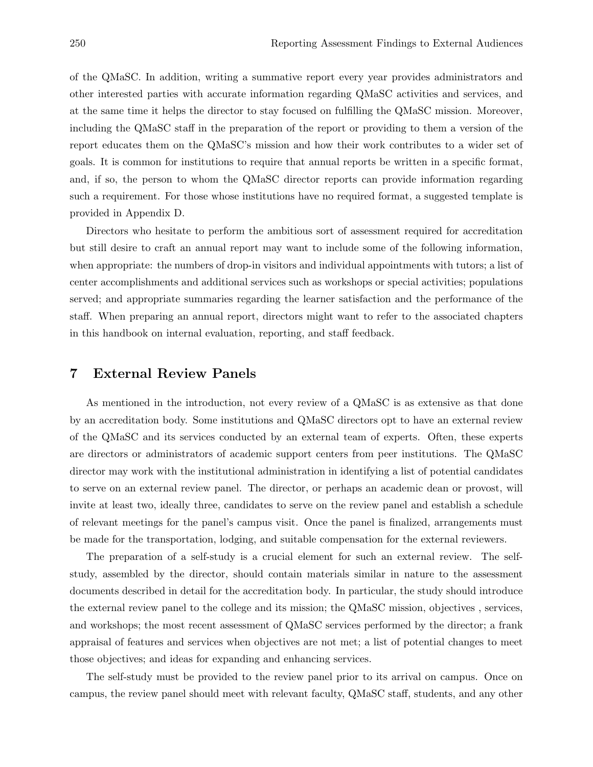of the QMaSC. In addition, writing a summative report every year provides administrators and other interested parties with accurate information regarding QMaSC activities and services, and at the same time it helps the director to stay focused on fulfilling the QMaSC mission. Moreover, including the QMaSC staff in the preparation of the report or providing to them a version of the report educates them on the QMaSC's mission and how their work contributes to a wider set of goals. It is common for institutions to require that annual reports be written in a specific format, and, if so, the person to whom the QMaSC director reports can provide information regarding such a requirement. For those whose institutions have no required format, a suggested template is provided in Appendix D.

Directors who hesitate to perform the ambitious sort of assessment required for accreditation but still desire to craft an annual report may want to include some of the following information, when appropriate: the numbers of drop-in visitors and individual appointments with tutors; a list of center accomplishments and additional services such as workshops or special activities; populations served; and appropriate summaries regarding the learner satisfaction and the performance of the staff. When preparing an annual report, directors might want to refer to the associated chapters in this handbook on internal evaluation, reporting, and staff feedback.

## 7 External Review Panels

As mentioned in the introduction, not every review of a QMaSC is as extensive as that done by an accreditation body. Some institutions and QMaSC directors opt to have an external review of the QMaSC and its services conducted by an external team of experts. Often, these experts are directors or administrators of academic support centers from peer institutions. The QMaSC director may work with the institutional administration in identifying a list of potential candidates to serve on an external review panel. The director, or perhaps an academic dean or provost, will invite at least two, ideally three, candidates to serve on the review panel and establish a schedule of relevant meetings for the panel's campus visit. Once the panel is finalized, arrangements must be made for the transportation, lodging, and suitable compensation for the external reviewers.

The preparation of a self-study is a crucial element for such an external review. The self-study, assembled by the director, should contain materials similar in nature to the assessment documents described in detail for the accreditation body. In particular, the study should introduce the external review panel to the college and its mission; the QMaSC mission, objectives , services, and workshops; the most recent assessment of QMaSC services performed by the director; a frank appraisal of features and services when objectives are not met; a list of potential changes to meet those objectives; and ideas for expanding and enhancing services.

The self-study must be provided to the review panel prior to its arrival on campus. Once on campus, the review panel should meet with relevant faculty, QMaSC staff, students, and any other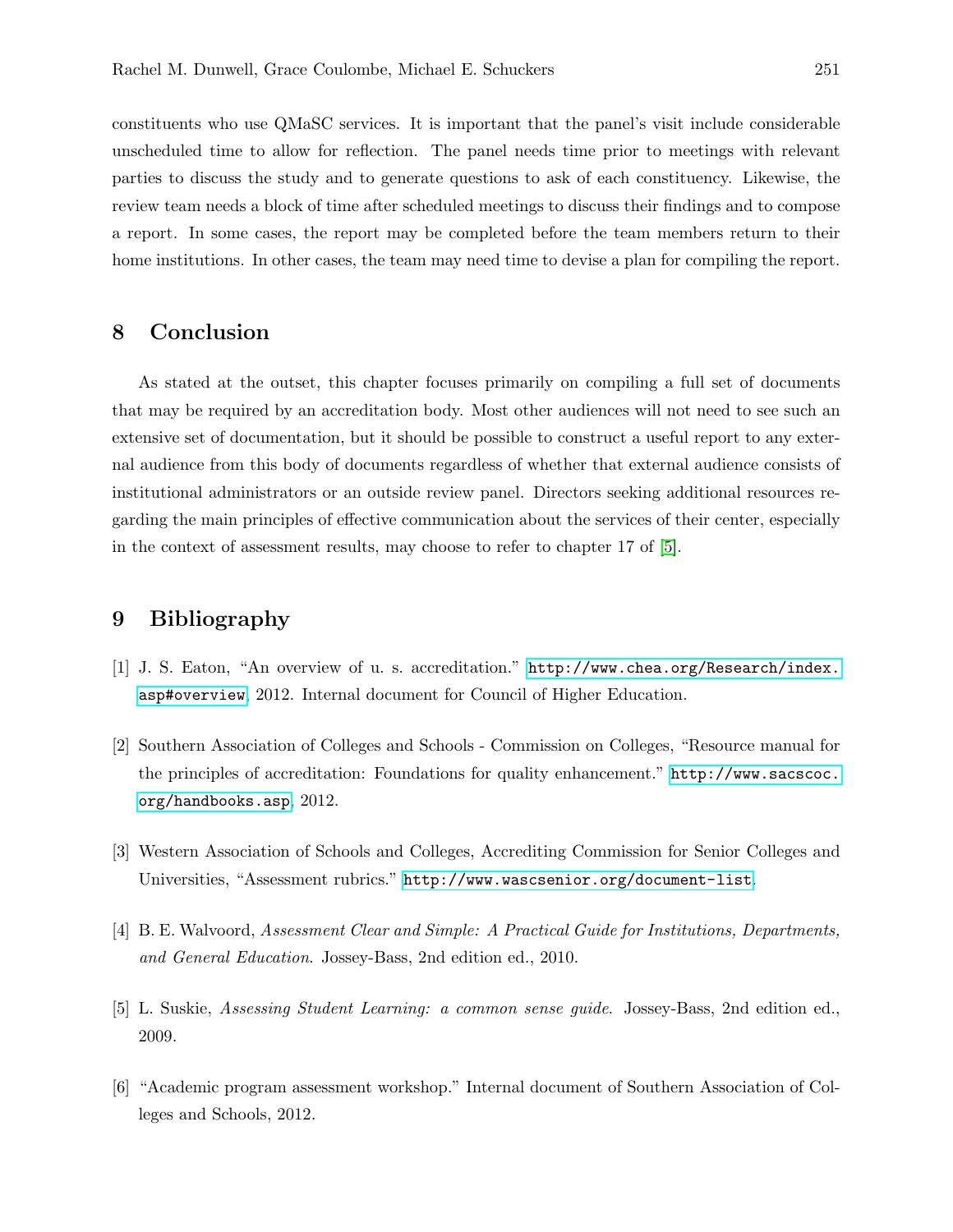constituents who use QMaSC services. It is important that the panel's visit include considerable unscheduled time to allow for reflection. The panel needs time prior to meetings with relevant parties to discuss the study and to generate questions to ask of each constituency. Likewise, the review team needs a block of time after scheduled meetings to discuss their findings and to compose a report. In some cases, the report may be completed before the team members return to their home institutions. In other cases, the team may need time to devise a plan for compiling the report.

## 8 Conclusion

As stated at the outset, this chapter focuses primarily on compiling a full set of documents that may be required by an accreditation body. Most other audiences will not need to see such an extensive set of documentation, but it should be possible to construct a useful report to any external audience from this body of documents regardless of whether that external audience consists of institutional administrators or an outside review panel. Directors seeking additional resources regarding the main principles of effective communication about the services of their center, especially in the context of assessment results, may choose to refer to chapter 17 of [5].

## 9 Bibliography

[1] J. S. Eaton, "An overview of u. s. accreditation." http://www.chea.org/Research/index.asp#overview, 2012. Internal document for Council of Higher Education.

[2] Southern Association of Colleges and Schools - Commission on Colleges, "Resource manual for the principles of accreditation: Foundations for quality enhancement." http://www.sacscoc.org/handbooks.asp, 2012.

[3] Western Association of Schools and Colleges, Accrediting Commission for Senior Colleges and Universities, "Assessment rubrics." http://www.wascsenior.org/document-list.

[4] B. E. Walvoord, *Assessment Clear and Simple: A Practical Guide for Institutions, Departments, and General Education*. Jossey-Bass, 2nd edition ed., 2010.

[5] L. Suskie, *Assessing Student Learning: a common sense guide*. Jossey-Bass, 2nd edition ed., 2009.

[6] "Academic program assessment workshop." Internal document of Southern Association of Colleges and Schools, 2012.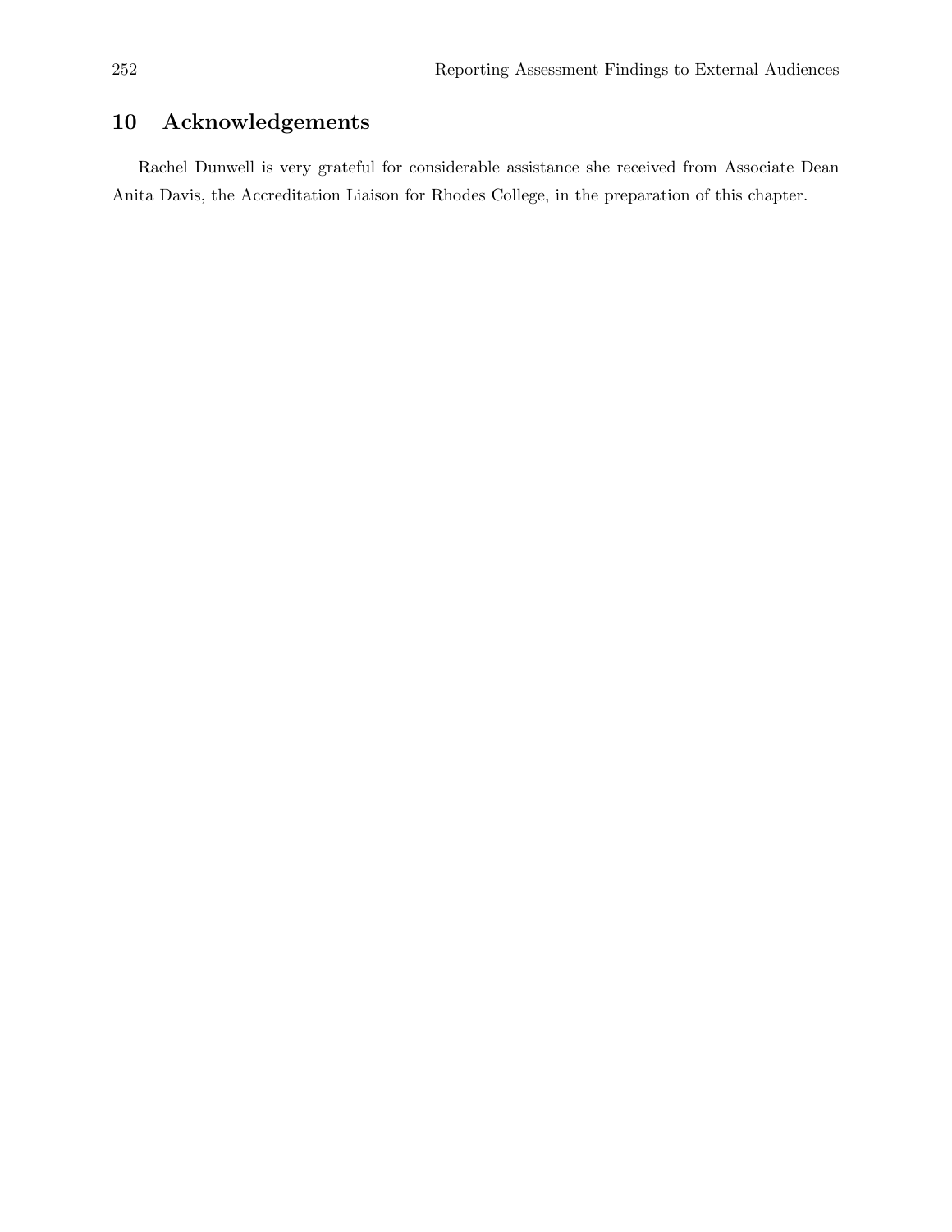## 10 Acknowledgements

Rachel Dunwell is very grateful for considerable assistance she received from Associate Dean Anita Davis, the Accreditation Liaison for Rhodes College, in the preparation of this chapter.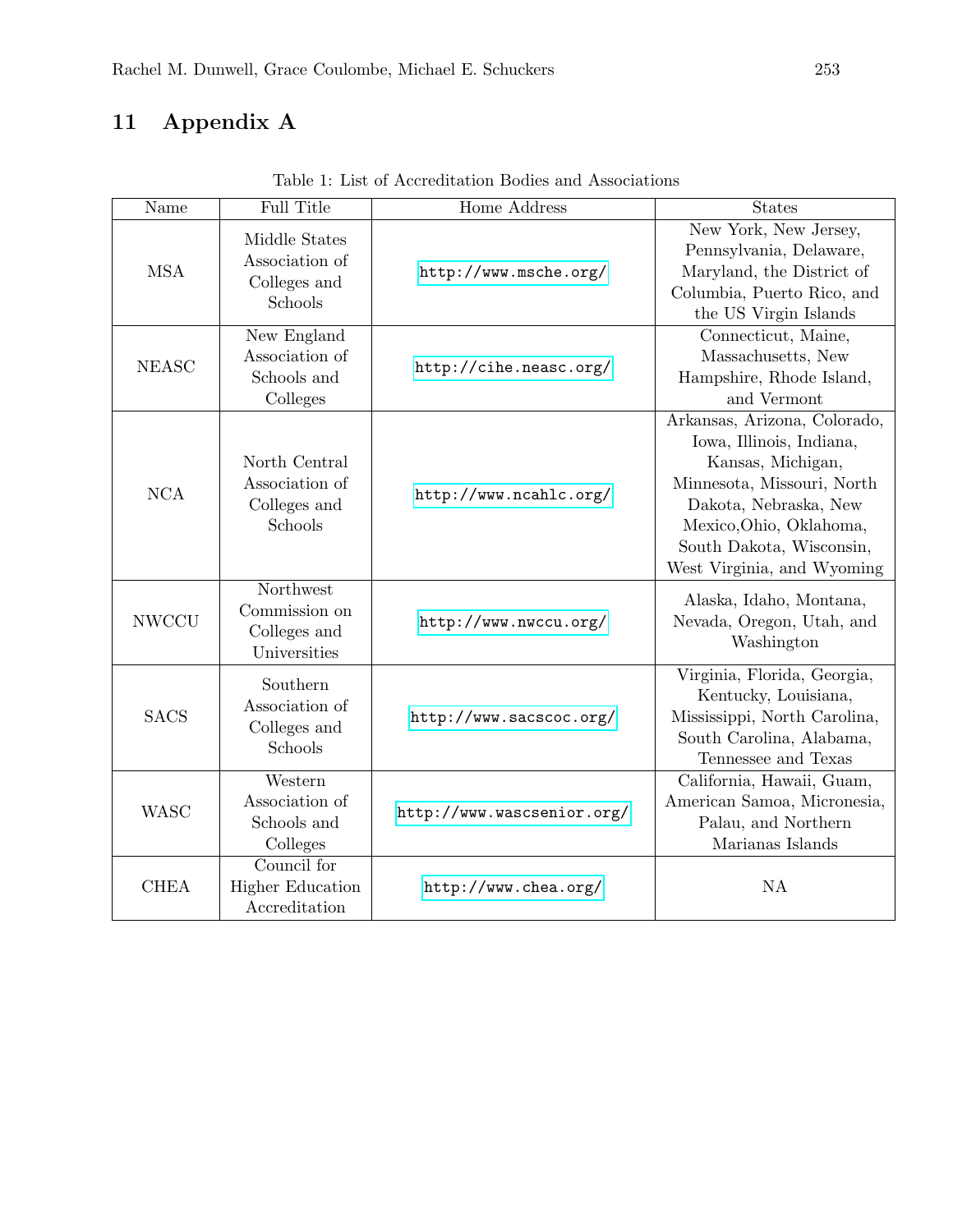## 11 Appendix A

Table 1: List of Accreditation Bodies and Associations

| Name | Full Title | Home Address | States |
|---|---|---|---|
| MSA | Middle States Association of Colleges and Schools | http://www.msche.org/ | New York, New Jersey, Pennsylvania, Delaware, Maryland, the District of Columbia, Puerto Rico, and the US Virgin Islands |
| NEASC | New England Association of Schools and Colleges | http://cihe.neasc.org/ | Connecticut, Maine, Massachusetts, New Hampshire, Rhode Island, and Vermont |
| NCA | North Central Association of Colleges and Schools | http://www.ncahlc.org/ | Arkansas, Arizona, Colorado, Iowa, Illinois, Indiana, Kansas, Michigan, Minnesota, Missouri, North Dakota, Nebraska, New Mexico,Ohio, Oklahoma, South Dakota, Wisconsin, West Virginia, and Wyoming |
| NWCCU | Northwest Commission on Colleges and Universities | http://www.nwccu.org/ | Alaska, Idaho, Montana, Nevada, Oregon, Utah, and Washington |
| SACS | Southern Association of Colleges and Schools | http://www.sacscoc.org/ | Virginia, Florida, Georgia, Kentucky, Louisiana, Mississippi, North Carolina, South Carolina, Alabama, Tennessee and Texas |
| WASC | Western Association of Schools and Colleges | http://www.wascsenior.org/ | California, Hawaii, Guam, American Samoa, Micronesia, Palau, and Northern Marianas Islands |
| CHEA | Council for Higher Education Accreditation | http://www.chea.org/ | NA |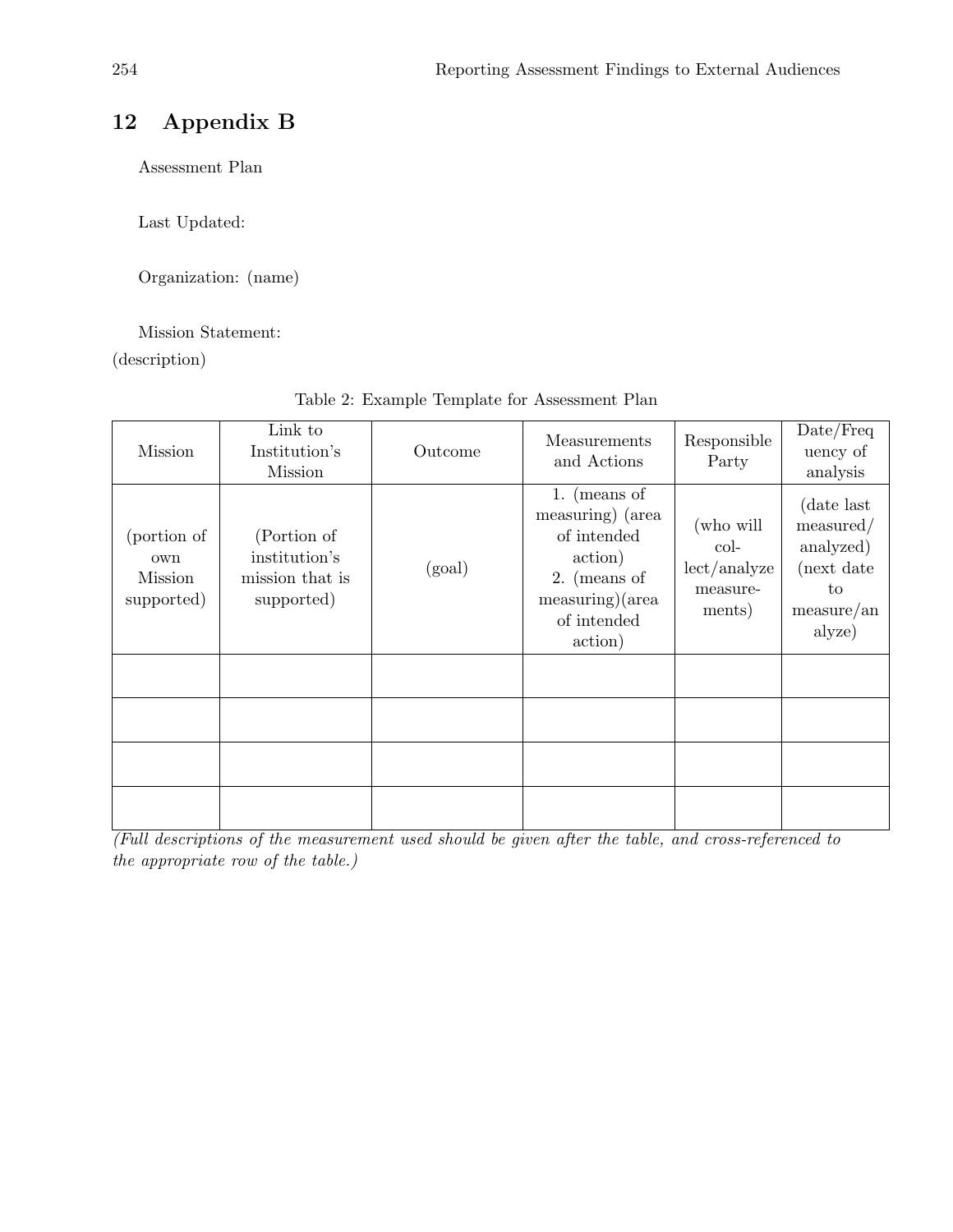# 12 Appendix B

Assessment Plan

Last Updated:

Organization: (name)

Mission Statement:
(description)

Table 2: Example Template for Assessment Plan

| Mission | Link to Institution's Mission | Outcome | Measurements and Actions | Responsible Party | Date/Frequency of analysis |
|---|---|---|---|---|---|
| (portion of own Mission supported) | (Portion of institution's mission that is supported) | (goal) | 1. (means of measuring) (area of intended action)<br>2. (means of measuring)(area of intended action) | (who will collect/analyze measurements) | (date last measured/ analyzed) (next date to measure/analyze) |
| | | | | | |
| | | | | | |
| | | | | | |
| | | | | | |

*(Full descriptions of the measurement used should be given after the table, and cross-referenced to the appropriate row of the table.)*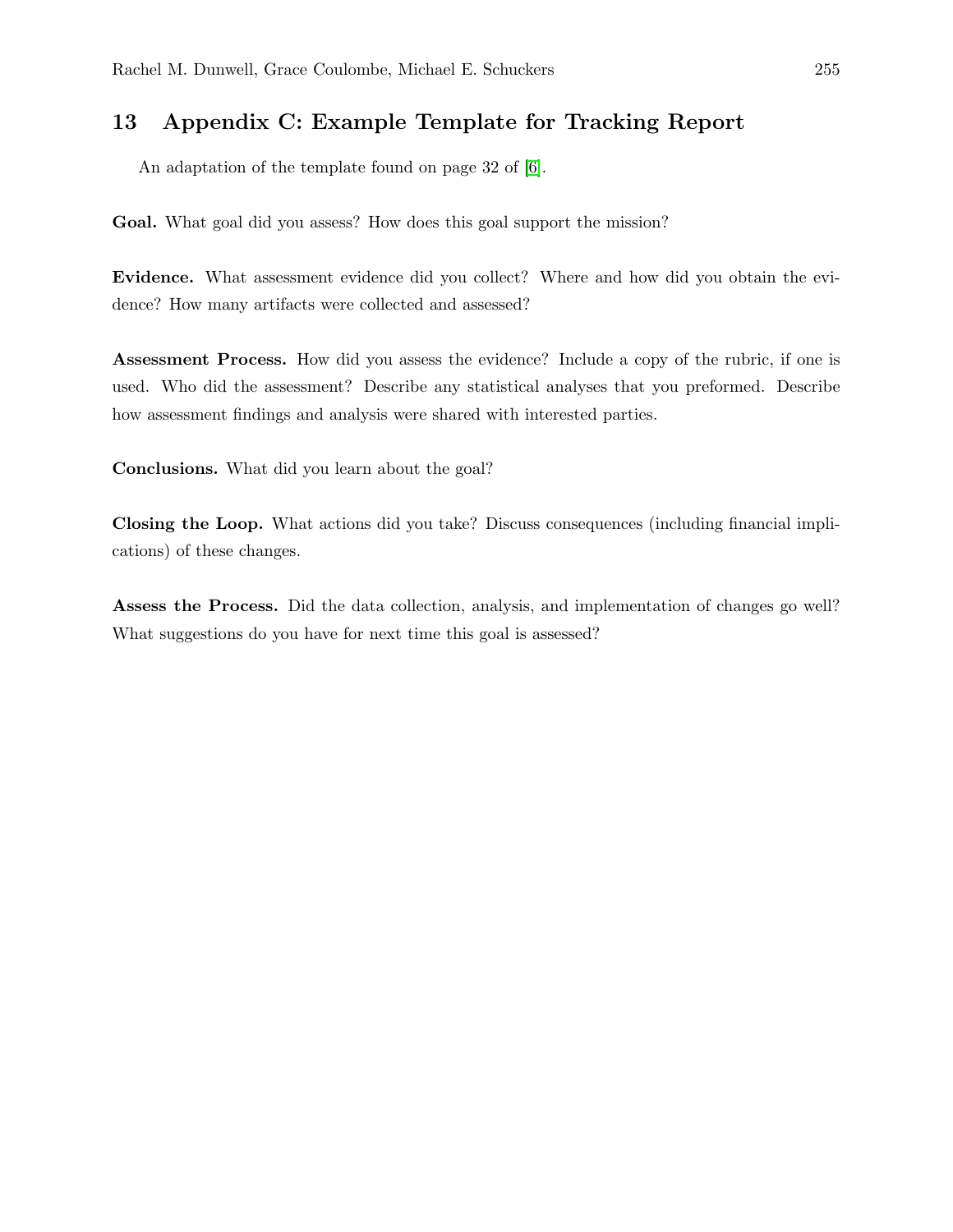## 13 Appendix C: Example Template for Tracking Report

An adaptation of the template found on page 32 of [6].

**Goal.** What goal did you assess? How does this goal support the mission?

**Evidence.** What assessment evidence did you collect? Where and how did you obtain the evidence? How many artifacts were collected and assessed?

**Assessment Process.** How did you assess the evidence? Include a copy of the rubric, if one is used. Who did the assessment? Describe any statistical analyses that you preformed. Describe how assessment findings and analysis were shared with interested parties.

**Conclusions.** What did you learn about the goal?

**Closing the Loop.** What actions did you take? Discuss consequences (including financial implications) of these changes.

**Assess the Process.** Did the data collection, analysis, and implementation of changes go well? What suggestions do you have for next time this goal is assessed?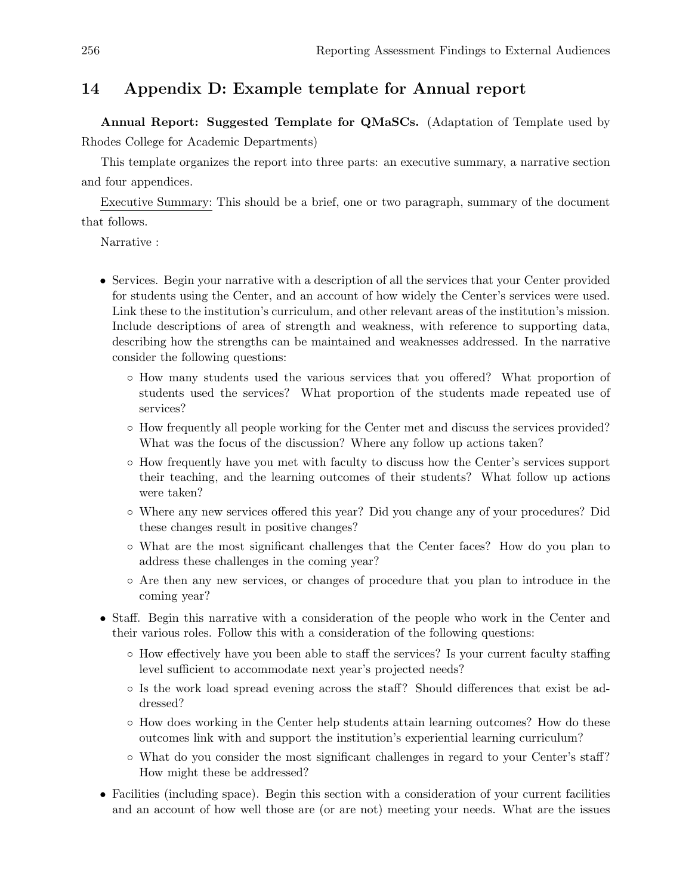## 14 Appendix D: Example template for Annual report

**Annual Report: Suggested Template for QMaSCs.** (Adaptation of Template used by Rhodes College for Academic Departments)

This template organizes the report into three parts: an executive summary, a narrative section and four appendices.

Executive Summary: This should be a brief, one or two paragraph, summary of the document that follows.

Narrative :

- Services. Begin your narrative with a description of all the services that your Center provided for students using the Center, and an account of how widely the Center's services were used. Link these to the institution's curriculum, and other relevant areas of the institution's mission. Include descriptions of area of strength and weakness, with reference to supporting data, describing how the strengths can be maintained and weaknesses addressed. In the narrative consider the following questions:
  - How many students used the various services that you offered? What proportion of students used the services? What proportion of the students made repeated use of services?
  - How frequently all people working for the Center met and discuss the services provided? What was the focus of the discussion? Where any follow up actions taken?
  - How frequently have you met with faculty to discuss how the Center's services support their teaching, and the learning outcomes of their students? What follow up actions were taken?
  - Where any new services offered this year? Did you change any of your procedures? Did these changes result in positive changes?
  - What are the most significant challenges that the Center faces? How do you plan to address these challenges in the coming year?
  - Are then any new services, or changes of procedure that you plan to introduce in the coming year?
- Staff. Begin this narrative with a consideration of the people who work in the Center and their various roles. Follow this with a consideration of the following questions:
  - How effectively have you been able to staff the services? Is your current faculty staffing level sufficient to accommodate next year's projected needs?
  - Is the work load spread evening across the staff? Should differences that exist be addressed?
  - How does working in the Center help students attain learning outcomes? How do these outcomes link with and support the institution's experiential learning curriculum?
  - What do you consider the most significant challenges in regard to your Center's staff? How might these be addressed?
- Facilities (including space). Begin this section with a consideration of your current facilities and an account of how well those are (or are not) meeting your needs. What are the issues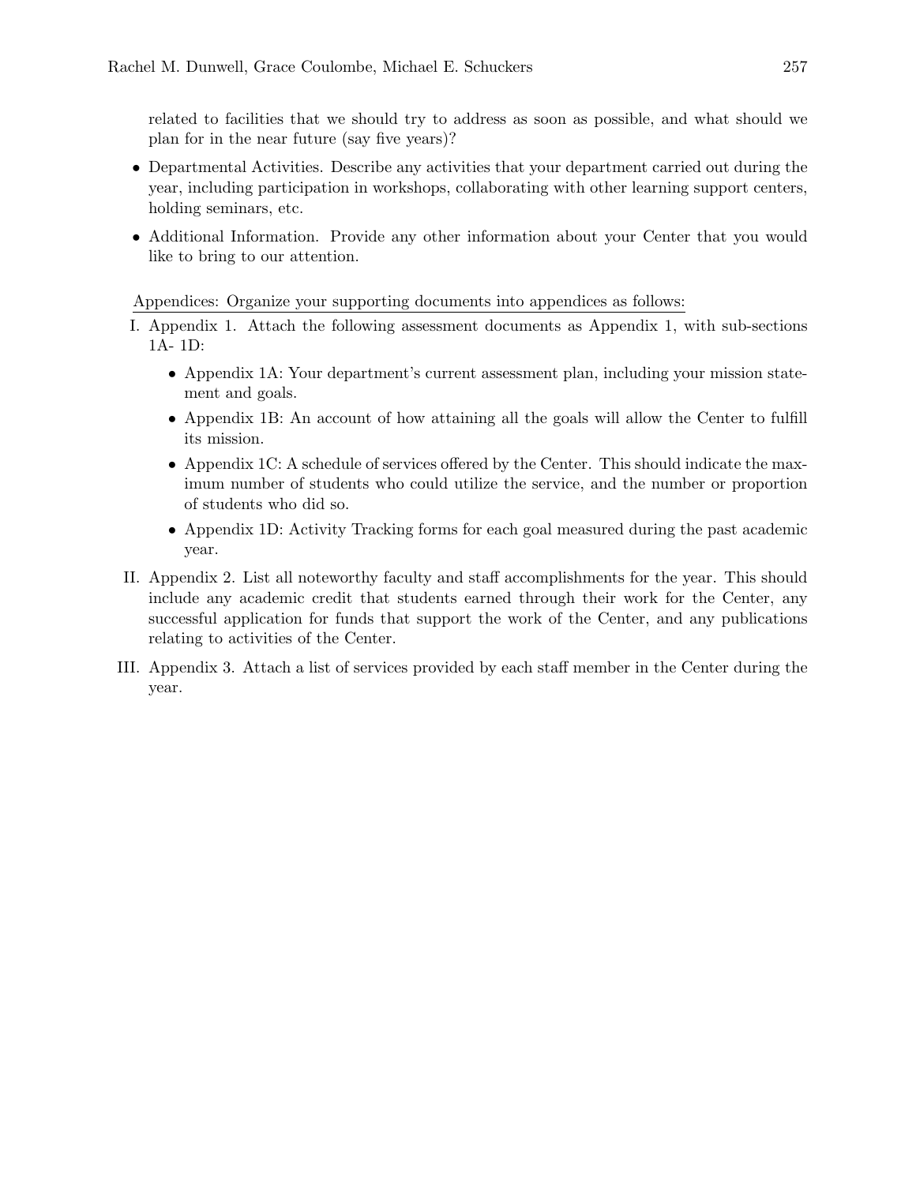related to facilities that we should try to address as soon as possible, and what should we plan for in the near future (say five years)?

- Departmental Activities. Describe any activities that your department carried out during the year, including participation in workshops, collaborating with other learning support centers, holding seminars, etc.
- Additional Information. Provide any other information about your Center that you would like to bring to our attention.

Appendices: Organize your supporting documents into appendices as follows:

I. Appendix 1. Attach the following assessment documents as Appendix 1, with sub-sections 1A- 1D:
   - Appendix 1A: Your department's current assessment plan, including your mission statement and goals.
   - Appendix 1B: An account of how attaining all the goals will allow the Center to fulfill its mission.
   - Appendix 1C: A schedule of services offered by the Center. This should indicate the maximum number of students who could utilize the service, and the number or proportion of students who did so.
   - Appendix 1D: Activity Tracking forms for each goal measured during the past academic year.

II. Appendix 2. List all noteworthy faculty and staff accomplishments for the year. This should include any academic credit that students earned through their work for the Center, any successful application for funds that support the work of the Center, and any publications relating to activities of the Center.

III. Appendix 3. Attach a list of services provided by each staff member in the Center during the year.